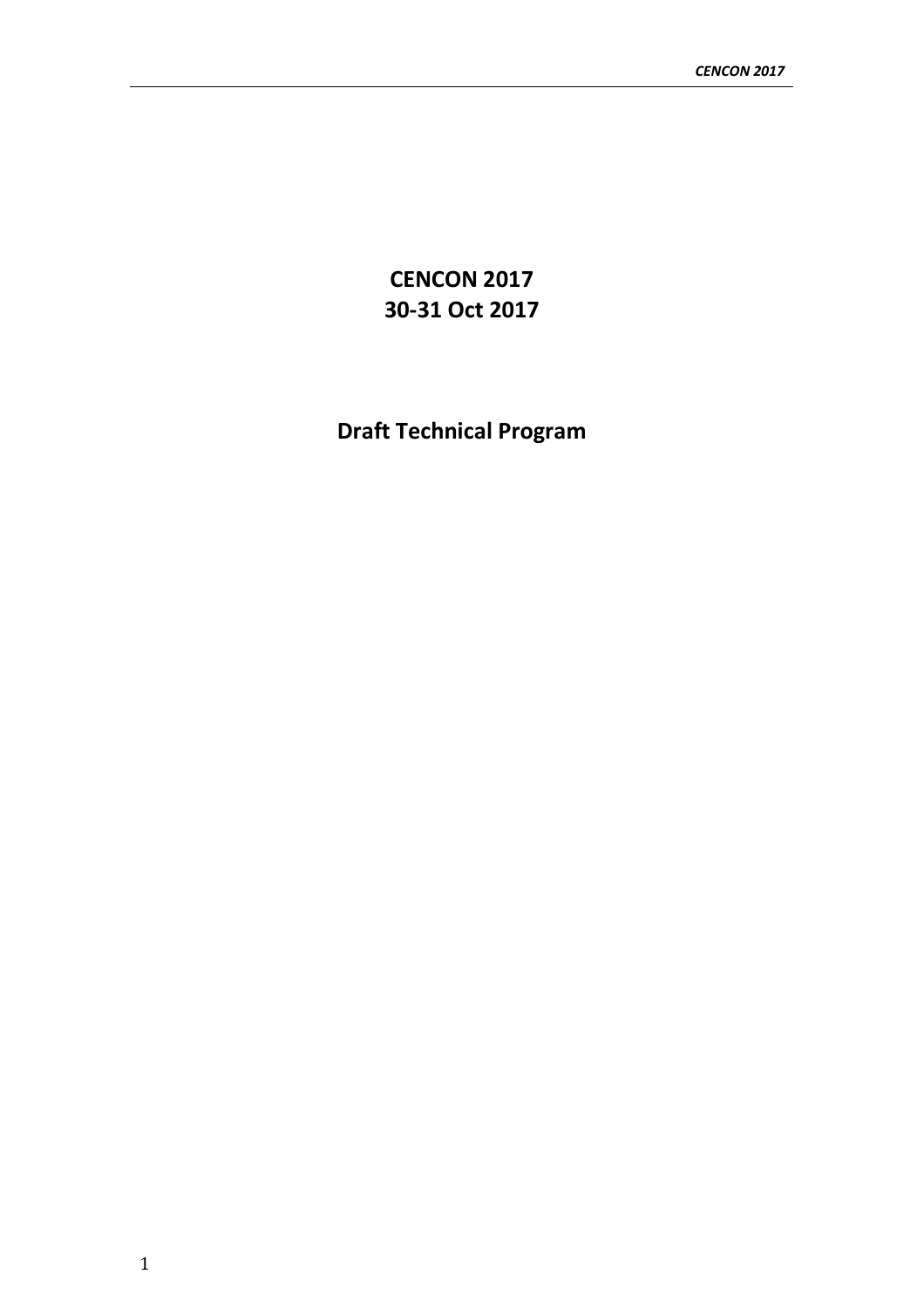# CENCON 2017

# 30-31 Oct 2017

## Draft Technical Program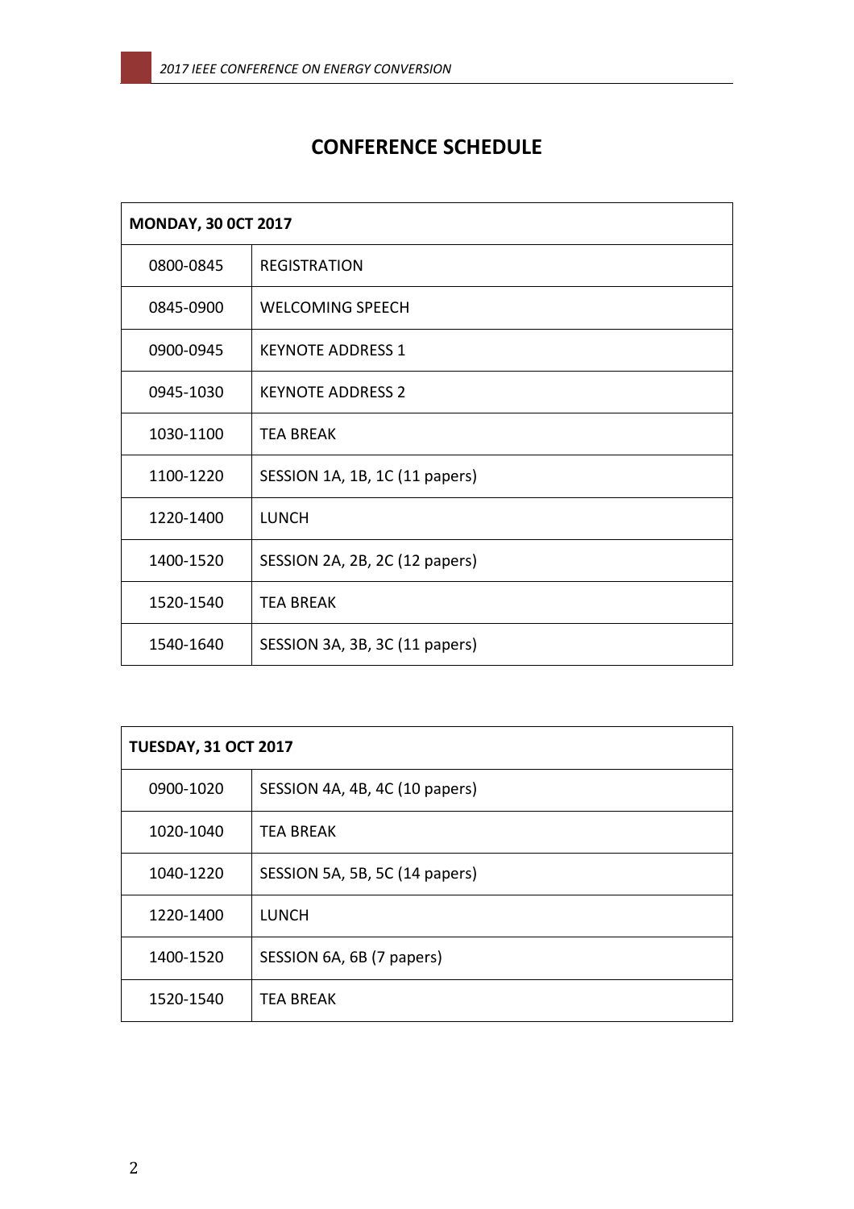# CONFERENCE SCHEDULE

| MONDAY, 30 0CT 2017 | |
|---|---|
| 0800-0845 | REGISTRATION |
| 0845-0900 | WELCOMING SPEECH |
| 0900-0945 | KEYNOTE ADDRESS 1 |
| 0945-1030 | KEYNOTE ADDRESS 2 |
| 1030-1100 | TEA BREAK |
| 1100-1220 | SESSION 1A, 1B, 1C (11 papers) |
| 1220-1400 | LUNCH |
| 1400-1520 | SESSION 2A, 2B, 2C (12 papers) |
| 1520-1540 | TEA BREAK |
| 1540-1640 | SESSION 3A, 3B, 3C (11 papers) |

| TUESDAY, 31 OCT 2017 | |
|---|---|
| 0900-1020 | SESSION 4A, 4B, 4C (10 papers) |
| 1020-1040 | TEA BREAK |
| 1040-1220 | SESSION 5A, 5B, 5C (14 papers) |
| 1220-1400 | LUNCH |
| 1400-1520 | SESSION 6A, 6B (7 papers) |
| 1520-1540 | TEA BREAK |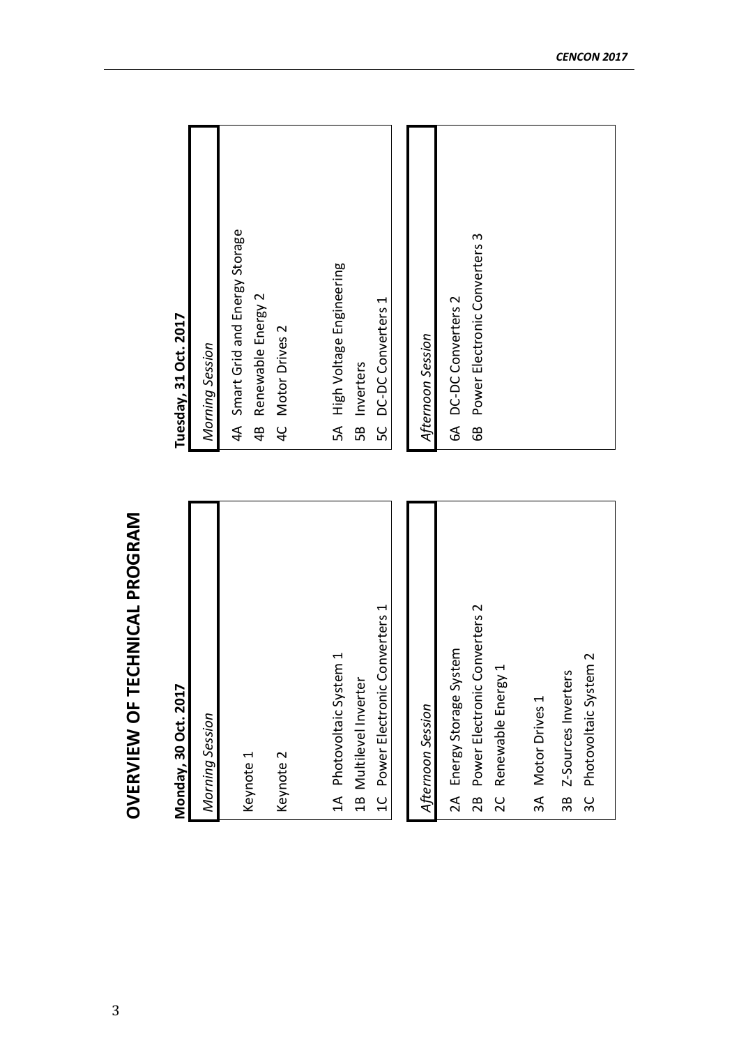# OVERVIEW OF TECHNICAL PROGRAM

## Monday, 30 Oct. 2017

*Morning Session*

Keynote 1

Keynote 2

1A Photovoltaic System 1
1B Multilevel Inverter
1C Power Electronic Converters 1

*Afternoon Session*

2A Energy Storage System
2B Power Electronic Converters 2
2C Renewable Energy 1

3A Motor Drives 1
3B Z-Sources Inverters
3C Photovoltaic System 2

## Tuesday, 31 Oct. 2017

*Morning Session*

4A Smart Grid and Energy Storage
4B Renewable Energy 2
4C Motor Drives 2

5A High Voltage Engineering
5B Inverters
5C DC-DC Converters 1

*Afternoon Session*

6A DC-DC Converters 2
6B Power Electronic Converters 3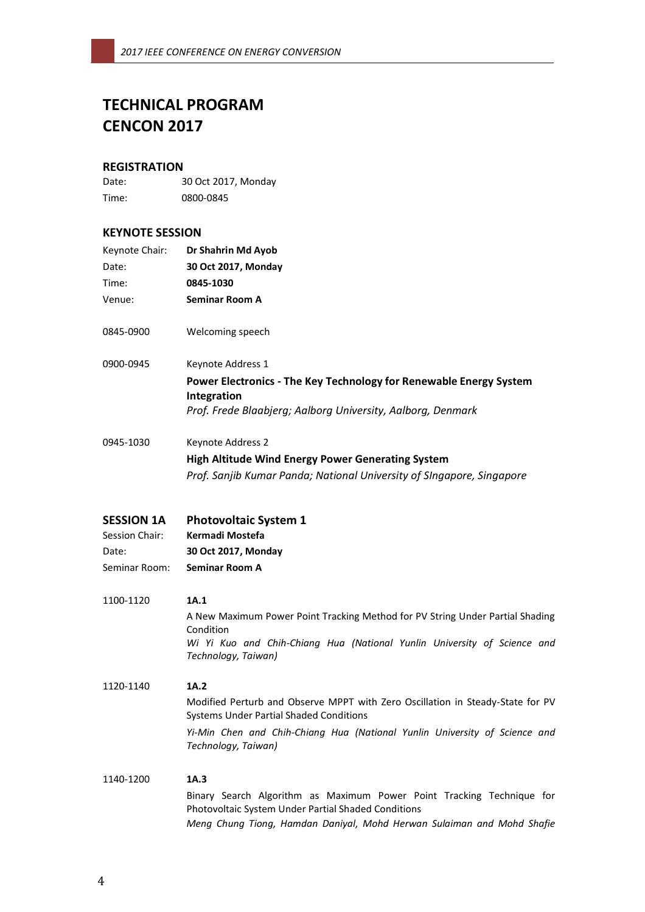# TECHNICAL PROGRAM
# CENCON 2017

### REGISTRATION

Date: 30 Oct 2017, Monday
Time: 0800-0845

### KEYNOTE SESSION

Keynote Chair: **Dr Shahrin Md Ayob**
Date: **30 Oct 2017, Monday**
Time: **0845-1030**
Venue: **Seminar Room A**

0845-0900 Welcoming speech

0900-0945 Keynote Address 1
**Power Electronics - The Key Technology for Renewable Energy System Integration**
*Prof. Frede Blaabjerg; Aalborg University, Aalborg, Denmark*

0945-1030 Keynote Address 2
**High Altitude Wind Energy Power Generating System**
*Prof. Sanjib Kumar Panda; National University of SIngapore, Singapore*

### SESSION 1A Photovoltaic System 1

Session Chair: **Kermadi Mostefa**
Date: **30 Oct 2017, Monday**
Seminar Room: **Seminar Room A**

1100-1120 **1A.1**
A New Maximum Power Point Tracking Method for PV String Under Partial Shading Condition
*Wi Yi Kuo and Chih-Chiang Hua (National Yunlin University of Science and Technology, Taiwan)*

1120-1140 **1A.2**
Modified Perturb and Observe MPPT with Zero Oscillation in Steady-State for PV Systems Under Partial Shaded Conditions
*Yi-Min Chen and Chih-Chiang Hua (National Yunlin University of Science and Technology, Taiwan)*

1140-1200 **1A.3**
Binary Search Algorithm as Maximum Power Point Tracking Technique for Photovoltaic System Under Partial Shaded Conditions
*Meng Chung Tiong, Hamdan Daniyal, Mohd Herwan Sulaiman and Mohd Shafie*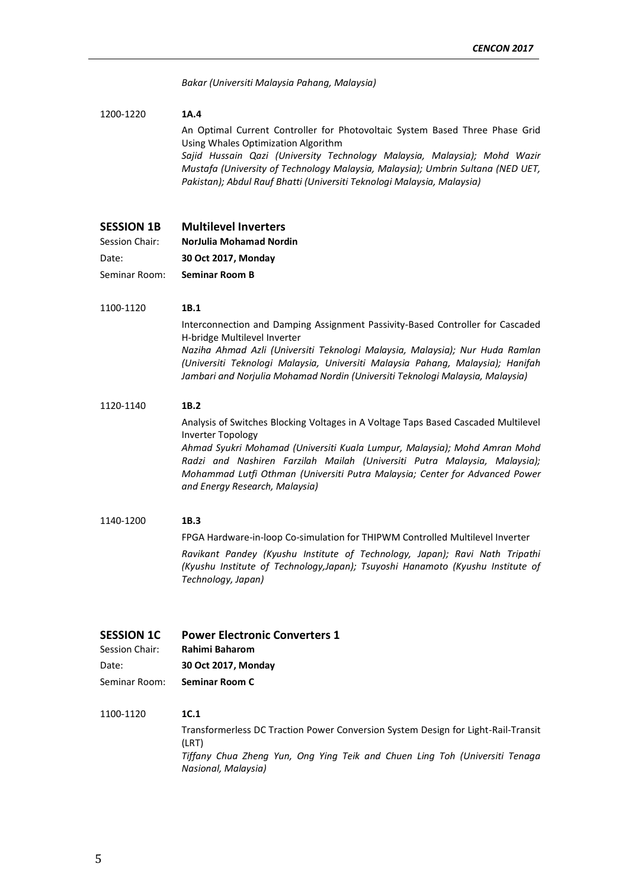*Bakar (Universiti Malaysia Pahang, Malaysia)*

1200-1220 **1A.4**

An Optimal Current Controller for Photovoltaic System Based Three Phase Grid Using Whales Optimization Algorithm

*Sajid Hussain Qazi (University Technology Malaysia, Malaysia); Mohd Wazir Mustafa (University of Technology Malaysia, Malaysia); Umbrin Sultana (NED UET, Pakistan); Abdul Rauf Bhatti (Universiti Teknologi Malaysia, Malaysia)*

## SESSION 1B Multilevel Inverters

Session Chair: **NorJulia Mohamad Nordin**

Date: **30 Oct 2017, Monday**

Seminar Room: **Seminar Room B**

1100-1120 **1B.1**

Interconnection and Damping Assignment Passivity-Based Controller for Cascaded H-bridge Multilevel Inverter

*Naziha Ahmad Azli (Universiti Teknologi Malaysia, Malaysia); Nur Huda Ramlan (Universiti Teknologi Malaysia, Universiti Malaysia Pahang, Malaysia); Hanifah Jambari and Norjulia Mohamad Nordin (Universiti Teknologi Malaysia, Malaysia)*

1120-1140 **1B.2**

Analysis of Switches Blocking Voltages in A Voltage Taps Based Cascaded Multilevel Inverter Topology

*Ahmad Syukri Mohamad (Universiti Kuala Lumpur, Malaysia); Mohd Amran Mohd Radzi and Nashiren Farzilah Mailah (Universiti Putra Malaysia, Malaysia); Mohammad Lutfi Othman (Universiti Putra Malaysia; Center for Advanced Power and Energy Research, Malaysia)*

1140-1200 **1B.3**

FPGA Hardware-in-loop Co-simulation for THIPWM Controlled Multilevel Inverter

*Ravikant Pandey (Kyushu Institute of Technology, Japan); Ravi Nath Tripathi (Kyushu Institute of Technology,Japan); Tsuyoshi Hanamoto (Kyushu Institute of Technology, Japan)*

## SESSION 1C Power Electronic Converters 1

Session Chair: **Rahimi Baharom**

Date: **30 Oct 2017, Monday**

Seminar Room: **Seminar Room C**

1100-1120 **1C.1**

Transformerless DC Traction Power Conversion System Design for Light-Rail-Transit (LRT)

*Tiffany Chua Zheng Yun, Ong Ying Teik and Chuen Ling Toh (Universiti Tenaga Nasional, Malaysia)*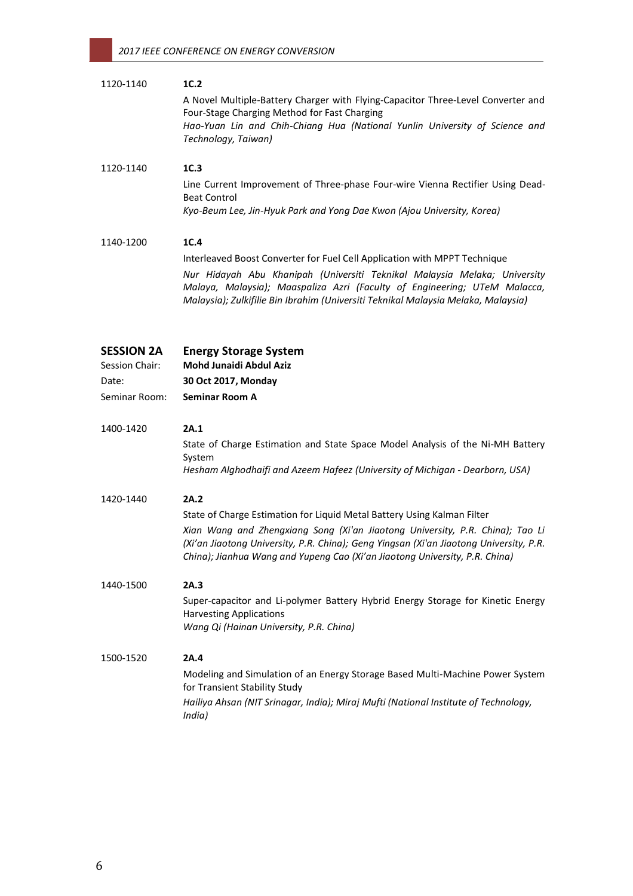1120-1140 **1C.2**

A Novel Multiple-Battery Charger with Flying-Capacitor Three-Level Converter and Four-Stage Charging Method for Fast Charging
*Hao-Yuan Lin and Chih-Chiang Hua (National Yunlin University of Science and Technology, Taiwan)*

1120-1140 **1C.3**

Line Current Improvement of Three-phase Four-wire Vienna Rectifier Using Dead-Beat Control
*Kyo-Beum Lee, Jin-Hyuk Park and Yong Dae Kwon (Ajou University, Korea)*

1140-1200 **1C.4**

Interleaved Boost Converter for Fuel Cell Application with MPPT Technique
*Nur Hidayah Abu Khanipah (Universiti Teknikal Malaysia Melaka; University Malaya, Malaysia); Maaspaliza Azri (Faculty of Engineering; UTeM Malacca, Malaysia); Zulkifilie Bin Ibrahim (Universiti Teknikal Malaysia Melaka, Malaysia)*

## SESSION 2A Energy Storage System

Session Chair: **Mohd Junaidi Abdul Aziz**
Date: **30 Oct 2017, Monday**
Seminar Room: **Seminar Room A**

1400-1420 **2A.1**

State of Charge Estimation and State Space Model Analysis of the Ni-MH Battery System
*Hesham Alghodhaifi and Azeem Hafeez (University of Michigan - Dearborn, USA)*

1420-1440 **2A.2**

State of Charge Estimation for Liquid Metal Battery Using Kalman Filter
*Xian Wang and Zhengxiang Song (Xi'an Jiaotong University, P.R. China); Tao Li (Xi'an Jiaotong University, P.R. China); Geng Yingsan (Xi'an Jiaotong University, P.R. China); Jianhua Wang and Yupeng Cao (Xi'an Jiaotong University, P.R. China)*

1440-1500 **2A.3**

Super-capacitor and Li-polymer Battery Hybrid Energy Storage for Kinetic Energy Harvesting Applications
*Wang Qi (Hainan University, P.R. China)*

1500-1520 **2A.4**

Modeling and Simulation of an Energy Storage Based Multi-Machine Power System for Transient Stability Study
*Hailiya Ahsan (NIT Srinagar, India); Miraj Mufti (National Institute of Technology, India)*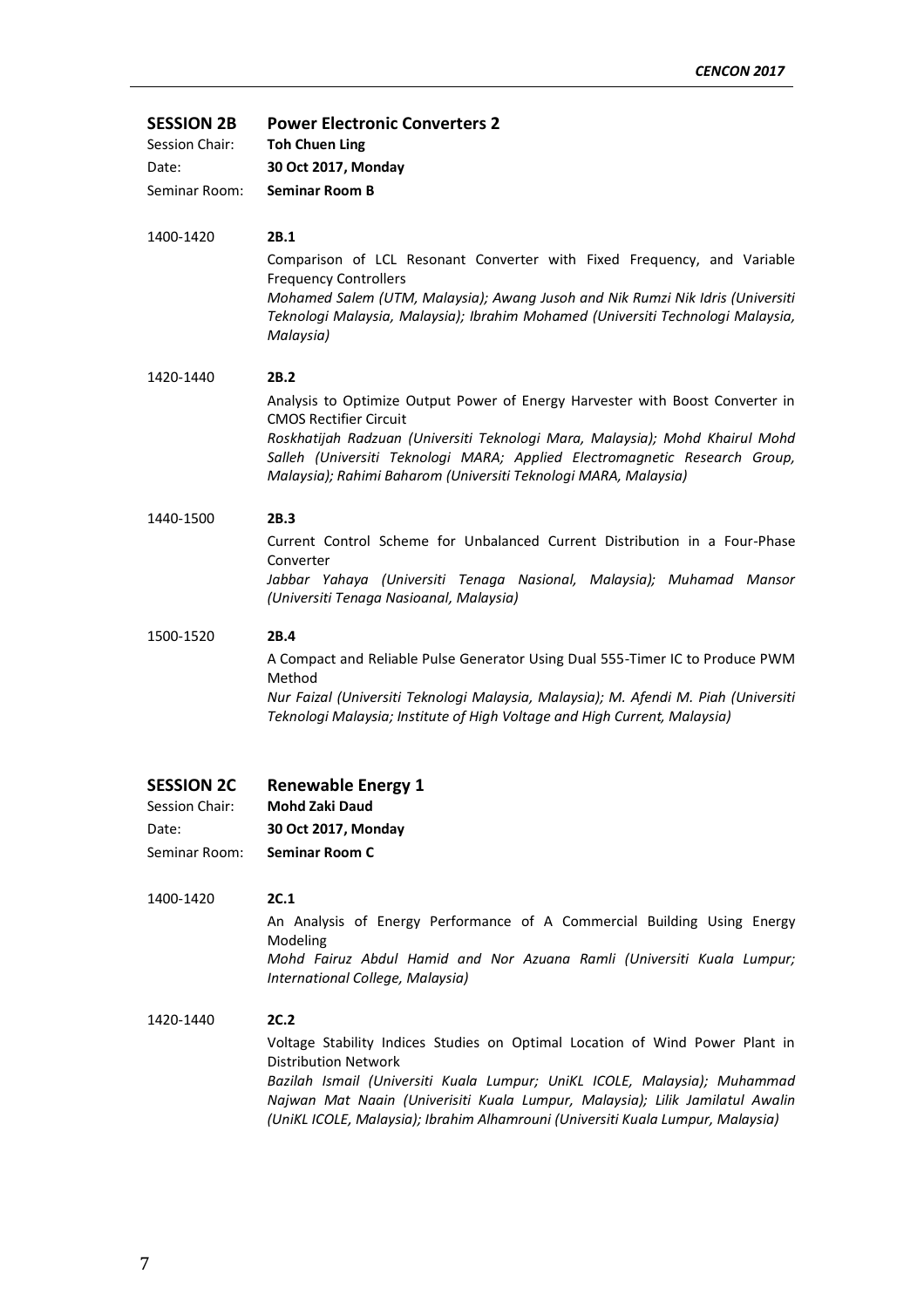## SESSION 2B Power Electronic Converters 2

Session Chair: **Toh Chuen Ling**
Date: **30 Oct 2017, Monday**
Seminar Room: **Seminar Room B**

1400-1420 **2B.1**

Comparison of LCL Resonant Converter with Fixed Frequency, and Variable Frequency Controllers
*Mohamed Salem (UTM, Malaysia); Awang Jusoh and Nik Rumzi Nik Idris (Universiti Teknologi Malaysia, Malaysia); Ibrahim Mohamed (Universiti Technologi Malaysia, Malaysia)*

1420-1440 **2B.2**

Analysis to Optimize Output Power of Energy Harvester with Boost Converter in CMOS Rectifier Circuit
*Roskhatijah Radzuan (Universiti Teknologi Mara, Malaysia); Mohd Khairul Mohd Salleh (Universiti Teknologi MARA; Applied Electromagnetic Research Group, Malaysia); Rahimi Baharom (Universiti Teknologi MARA, Malaysia)*

1440-1500 **2B.3**

Current Control Scheme for Unbalanced Current Distribution in a Four-Phase Converter
*Jabbar Yahaya (Universiti Tenaga Nasional, Malaysia); Muhamad Mansor (Universiti Tenaga Nasioanal, Malaysia)*

1500-1520 **2B.4**

A Compact and Reliable Pulse Generator Using Dual 555-Timer IC to Produce PWM Method
*Nur Faizal (Universiti Teknologi Malaysia, Malaysia); M. Afendi M. Piah (Universiti Teknologi Malaysia; Institute of High Voltage and High Current, Malaysia)*

## SESSION 2C Renewable Energy 1

Session Chair: **Mohd Zaki Daud**
Date: **30 Oct 2017, Monday**
Seminar Room: **Seminar Room C**

1400-1420 **2C.1**

An Analysis of Energy Performance of A Commercial Building Using Energy Modeling
*Mohd Fairuz Abdul Hamid and Nor Azuana Ramli (Universiti Kuala Lumpur; International College, Malaysia)*

1420-1440 **2C.2**

Voltage Stability Indices Studies on Optimal Location of Wind Power Plant in Distribution Network
*Bazilah Ismail (Universiti Kuala Lumpur; UniKL ICOLE, Malaysia); Muhammad Najwan Mat Naain (Univerisiti Kuala Lumpur, Malaysia); Lilik Jamilatul Awalin (UniKL ICOLE, Malaysia); Ibrahim Alhamrouni (Universiti Kuala Lumpur, Malaysia)*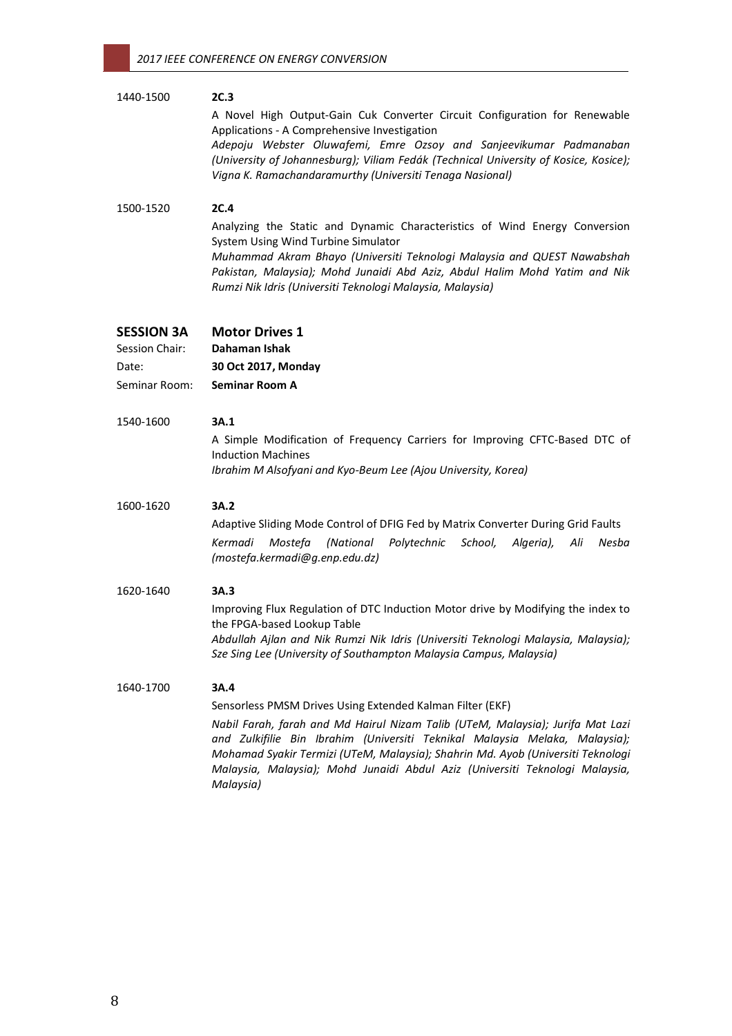1440-1500 **2C.3**

A Novel High Output-Gain Cuk Converter Circuit Configuration for Renewable Applications - A Comprehensive Investigation
*Adepoju Webster Oluwafemi, Emre Ozsoy and Sanjeevikumar Padmanaban (University of Johannesburg); Viliam Fedák (Technical University of Kosice, Kosice); Vigna K. Ramachandaramurthy (Universiti Tenaga Nasional)*

1500-1520 **2C.4**

Analyzing the Static and Dynamic Characteristics of Wind Energy Conversion System Using Wind Turbine Simulator
*Muhammad Akram Bhayo (Universiti Teknologi Malaysia and QUEST Nawabshah Pakistan, Malaysia); Mohd Junaidi Abd Aziz, Abdul Halim Mohd Yatim and Nik Rumzi Nik Idris (Universiti Teknologi Malaysia, Malaysia)*

## SESSION 3A Motor Drives 1

Session Chair: **Dahaman Ishak**
Date: **30 Oct 2017, Monday**
Seminar Room: **Seminar Room A**

1540-1600 **3A.1**

A Simple Modification of Frequency Carriers for Improving CFTC-Based DTC of Induction Machines
*Ibrahim M Alsofyani and Kyo-Beum Lee (Ajou University, Korea)*

1600-1620 **3A.2**

Adaptive Sliding Mode Control of DFIG Fed by Matrix Converter During Grid Faults
*Kermadi Mostefa (National Polytechnic School, Algeria), Ali Nesba (mostefa.kermadi@g.enp.edu.dz)*

1620-1640 **3A.3**

Improving Flux Regulation of DTC Induction Motor drive by Modifying the index to the FPGA-based Lookup Table
*Abdullah Ajlan and Nik Rumzi Nik Idris (Universiti Teknologi Malaysia, Malaysia); Sze Sing Lee (University of Southampton Malaysia Campus, Malaysia)*

1640-1700 **3A.4**

Sensorless PMSM Drives Using Extended Kalman Filter (EKF)
*Nabil Farah, farah and Md Hairul Nizam Talib (UTeM, Malaysia); Jurifa Mat Lazi and Zulkifilie Bin Ibrahim (Universiti Teknikal Malaysia Melaka, Malaysia); Mohamad Syakir Termizi (UTeM, Malaysia); Shahrin Md. Ayob (Universiti Teknologi Malaysia, Malaysia); Mohd Junaidi Abdul Aziz (Universiti Teknologi Malaysia, Malaysia)*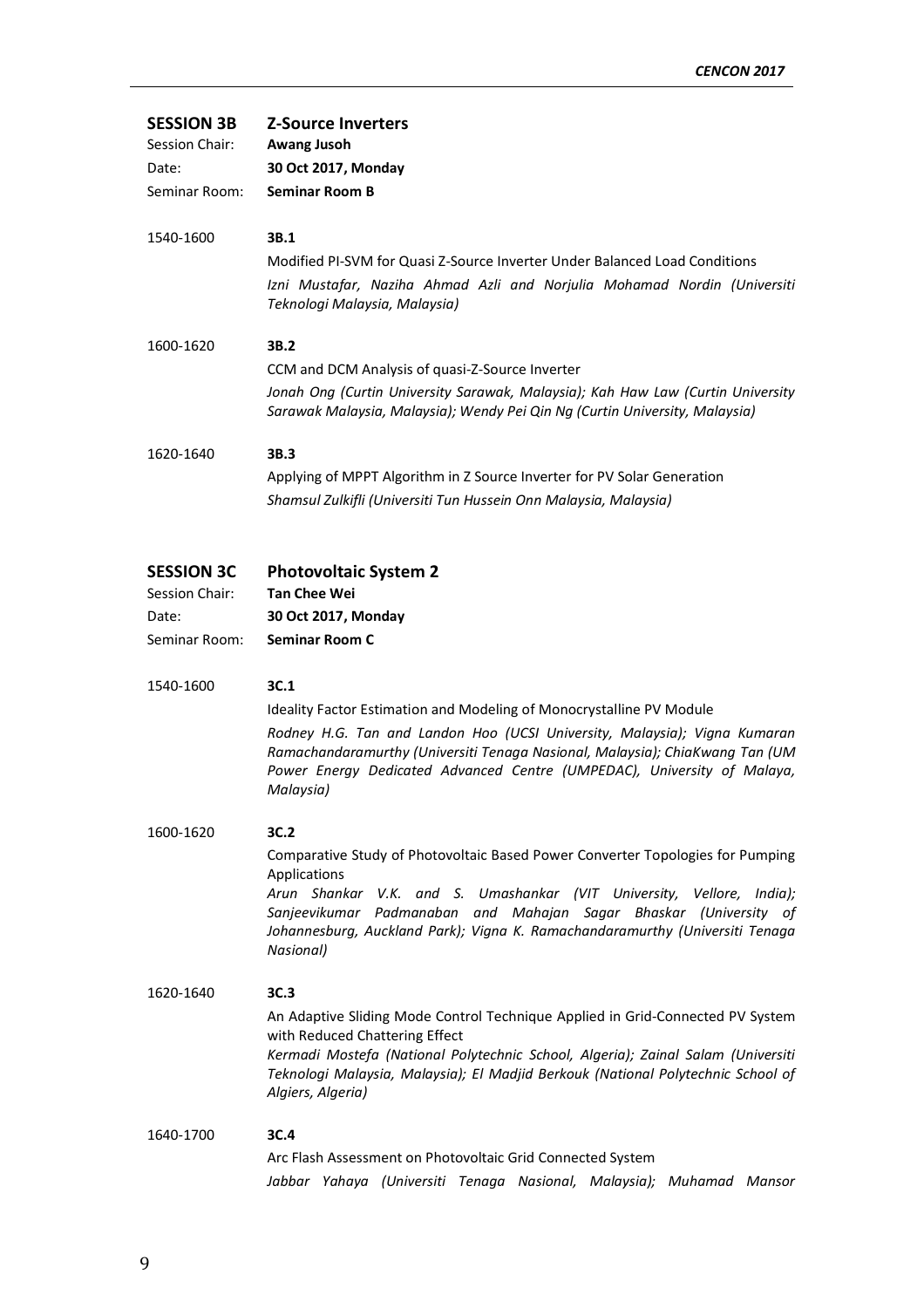## SESSION 3B Z-Source Inverters

Session Chair: **Awang Jusoh**
Date: **30 Oct 2017, Monday**
Seminar Room: **Seminar Room B**

1540-1600 **3B.1**

Modified PI-SVM for Quasi Z-Source Inverter Under Balanced Load Conditions

*Izni Mustafar, Naziha Ahmad Azli and Norjulia Mohamad Nordin (Universiti Teknologi Malaysia, Malaysia)*

1600-1620 **3B.2**

CCM and DCM Analysis of quasi-Z-Source Inverter

*Jonah Ong (Curtin University Sarawak, Malaysia); Kah Haw Law (Curtin University Sarawak Malaysia, Malaysia); Wendy Pei Qin Ng (Curtin University, Malaysia)*

1620-1640 **3B.3**

Applying of MPPT Algorithm in Z Source Inverter for PV Solar Generation

*Shamsul Zulkifli (Universiti Tun Hussein Onn Malaysia, Malaysia)*

## SESSION 3C Photovoltaic System 2

Session Chair: **Tan Chee Wei**
Date: **30 Oct 2017, Monday**
Seminar Room: **Seminar Room C**

1540-1600 **3C.1**

Ideality Factor Estimation and Modeling of Monocrystalline PV Module

*Rodney H.G. Tan and Landon Hoo (UCSI University, Malaysia); Vigna Kumaran Ramachandaramurthy (Universiti Tenaga Nasional, Malaysia); ChiaKwang Tan (UM Power Energy Dedicated Advanced Centre (UMPEDAC), University of Malaya, Malaysia)*

1600-1620 **3C.2**

Comparative Study of Photovoltaic Based Power Converter Topologies for Pumping Applications

*Arun Shankar V.K. and S. Umashankar (VIT University, Vellore, India); Sanjeevikumar Padmanaban and Mahajan Sagar Bhaskar (University of Johannesburg, Auckland Park); Vigna K. Ramachandaramurthy (Universiti Tenaga Nasional)*

1620-1640 **3C.3**

An Adaptive Sliding Mode Control Technique Applied in Grid-Connected PV System with Reduced Chattering Effect

*Kermadi Mostefa (National Polytechnic School, Algeria); Zainal Salam (Universiti Teknologi Malaysia, Malaysia); El Madjid Berkouk (National Polytechnic School of Algiers, Algeria)*

1640-1700 **3C.4**

Arc Flash Assessment on Photovoltaic Grid Connected System

*Jabbar Yahaya (Universiti Tenaga Nasional, Malaysia); Muhamad Mansor*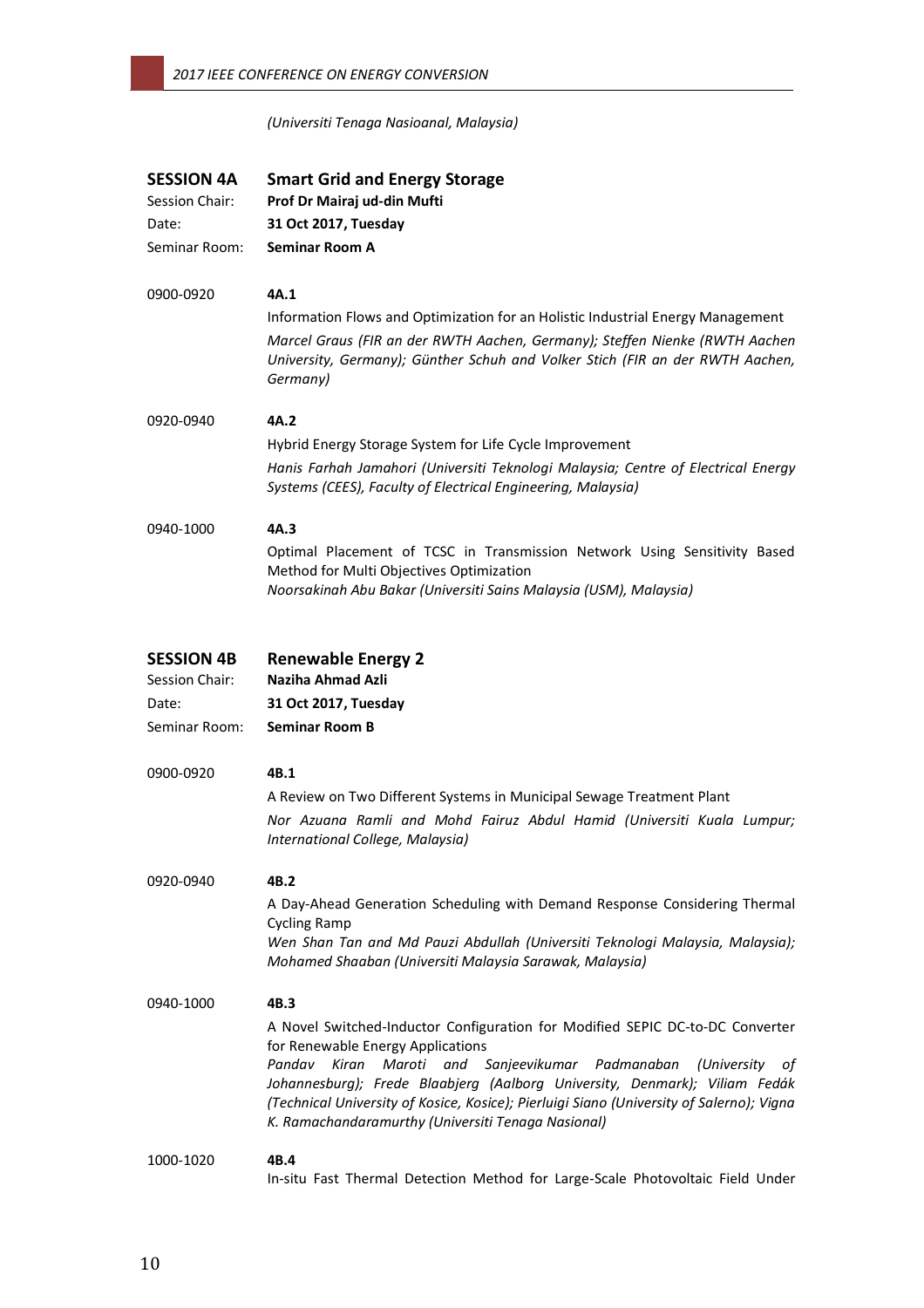*(Universiti Tenaga Nasioanal, Malaysia)*

## SESSION 4A Smart Grid and Energy Storage

Session Chair: **Prof Dr Mairaj ud-din Mufti**
Date: **31 Oct 2017, Tuesday**
Seminar Room: **Seminar Room A**

0900-0920 **4A.1**
Information Flows and Optimization for an Holistic Industrial Energy Management
*Marcel Graus (FIR an der RWTH Aachen, Germany); Steffen Nienke (RWTH Aachen University, Germany); Günther Schuh and Volker Stich (FIR an der RWTH Aachen, Germany)*

0920-0940 **4A.2**
Hybrid Energy Storage System for Life Cycle Improvement
*Hanis Farhah Jamahori (Universiti Teknologi Malaysia; Centre of Electrical Energy Systems (CEES), Faculty of Electrical Engineering, Malaysia)*

0940-1000 **4A.3**
Optimal Placement of TCSC in Transmission Network Using Sensitivity Based Method for Multi Objectives Optimization
*Noorsakinah Abu Bakar (Universiti Sains Malaysia (USM), Malaysia)*

## SESSION 4B Renewable Energy 2

Session Chair: **Naziha Ahmad Azli**
Date: **31 Oct 2017, Tuesday**
Seminar Room: **Seminar Room B**

0900-0920 **4B.1**
A Review on Two Different Systems in Municipal Sewage Treatment Plant
*Nor Azuana Ramli and Mohd Fairuz Abdul Hamid (Universiti Kuala Lumpur; International College, Malaysia)*

0920-0940 **4B.2**
A Day-Ahead Generation Scheduling with Demand Response Considering Thermal Cycling Ramp
*Wen Shan Tan and Md Pauzi Abdullah (Universiti Teknologi Malaysia, Malaysia); Mohamed Shaaban (Universiti Malaysia Sarawak, Malaysia)*

0940-1000 **4B.3**
A Novel Switched-Inductor Configuration for Modified SEPIC DC-to-DC Converter for Renewable Energy Applications
*Pandav Kiran Maroti and Sanjeevikumar Padmanaban (University of Johannesburg); Frede Blaabjerg (Aalborg University, Denmark); Viliam Fedák (Technical University of Kosice, Kosice); Pierluigi Siano (University of Salerno); Vigna K. Ramachandaramurthy (Universiti Tenaga Nasional)*

1000-1020 **4B.4**
In-situ Fast Thermal Detection Method for Large-Scale Photovoltaic Field Under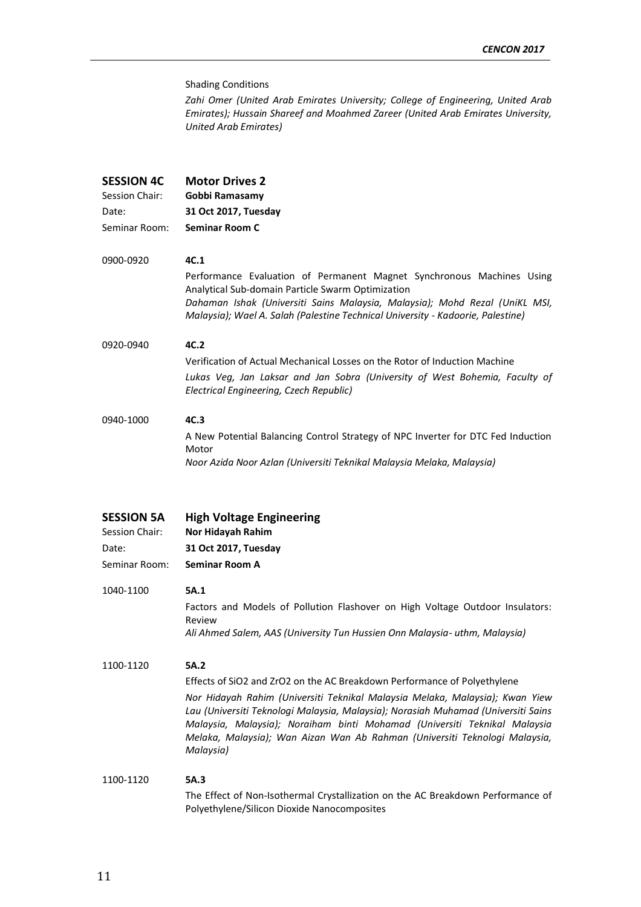Shading Conditions

*Zahi Omer (United Arab Emirates University; College of Engineering, United Arab Emirates); Hussain Shareef and Moahmed Zareer (United Arab Emirates University, United Arab Emirates)*

## SESSION 4C Motor Drives 2

Session Chair: **Gobbi Ramasamy**
Date: **31 Oct 2017, Tuesday**
Seminar Room: **Seminar Room C**

0900-0920 **4C.1**

Performance Evaluation of Permanent Magnet Synchronous Machines Using Analytical Sub-domain Particle Swarm Optimization

*Dahaman Ishak (Universiti Sains Malaysia, Malaysia); Mohd Rezal (UniKL MSI, Malaysia); Wael A. Salah (Palestine Technical University - Kadoorie, Palestine)*

0920-0940 **4C.2**

Verification of Actual Mechanical Losses on the Rotor of Induction Machine

*Lukas Veg, Jan Laksar and Jan Sobra (University of West Bohemia, Faculty of Electrical Engineering, Czech Republic)*

0940-1000 **4C.3**

A New Potential Balancing Control Strategy of NPC Inverter for DTC Fed Induction Motor

*Noor Azida Noor Azlan (Universiti Teknikal Malaysia Melaka, Malaysia)*

## SESSION 5A High Voltage Engineering

Session Chair: **Nor Hidayah Rahim**
Date: **31 Oct 2017, Tuesday**
Seminar Room: **Seminar Room A**

1040-1100 **5A.1**

Factors and Models of Pollution Flashover on High Voltage Outdoor Insulators: Review

*Ali Ahmed Salem, AAS (University Tun Hussien Onn Malaysia- uthm, Malaysia)*

1100-1120 **5A.2**

Effects of $SiO_2$ and $ZrO_2$ on the AC Breakdown Performance of Polyethylene

*Nor Hidayah Rahim (Universiti Teknikal Malaysia Melaka, Malaysia); Kwan Yiew Lau (Universiti Teknologi Malaysia, Malaysia); Norasiah Muhamad (Universiti Sains Malaysia, Malaysia); Noraiham binti Mohamad (Universiti Teknikal Malaysia Melaka, Malaysia); Wan Aizan Wan Ab Rahman (Universiti Teknologi Malaysia, Malaysia)*

1100-1120 **5A.3**

The Effect of Non-Isothermal Crystallization on the AC Breakdown Performance of Polyethylene/Silicon Dioxide Nanocomposites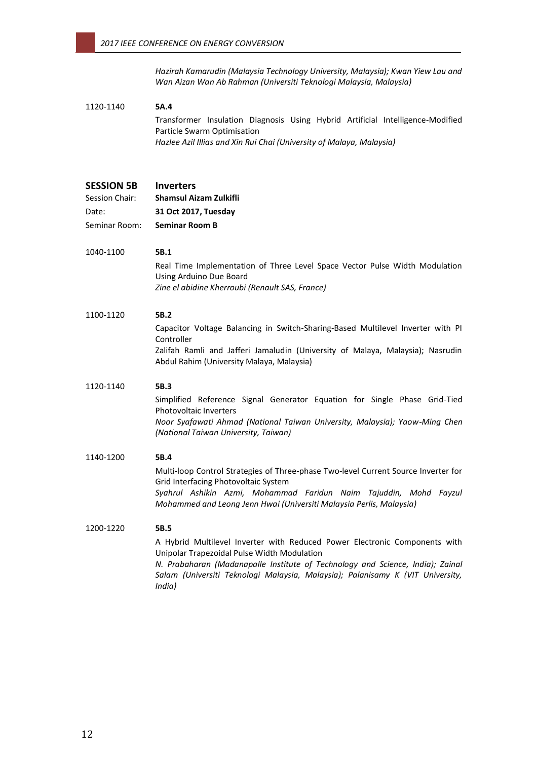*Hazirah Kamarudin (Malaysia Technology University, Malaysia); Kwan Yiew Lau and Wan Aizan Wan Ab Rahman (Universiti Teknologi Malaysia, Malaysia)*

1120-1140 **5A.4**

Transformer Insulation Diagnosis Using Hybrid Artificial Intelligence-Modified Particle Swarm Optimisation
*Hazlee Azil Illias and Xin Rui Chai (University of Malaya, Malaysia)*

## SESSION 5B Inverters

Session Chair: **Shamsul Aizam Zulkifli**
Date: **31 Oct 2017, Tuesday**
Seminar Room: **Seminar Room B**

1040-1100 **5B.1**

Real Time Implementation of Three Level Space Vector Pulse Width Modulation Using Arduino Due Board
*Zine el abidine Kherroubi (Renault SAS, France)*

1100-1120 **5B.2**

Capacitor Voltage Balancing in Switch-Sharing-Based Multilevel Inverter with PI Controller
Zalifah Ramli and Jafferi Jamaludin (University of Malaya, Malaysia); Nasrudin Abdul Rahim (University Malaya, Malaysia)

1120-1140 **5B.3**

Simplified Reference Signal Generator Equation for Single Phase Grid-Tied Photovoltaic Inverters
*Noor Syafawati Ahmad (National Taiwan University, Malaysia); Yaow-Ming Chen (National Taiwan University, Taiwan)*

1140-1200 **5B.4**

Multi-loop Control Strategies of Three-phase Two-level Current Source Inverter for Grid Interfacing Photovoltaic System
*Syahrul Ashikin Azmi, Mohammad Faridun Naim Tajuddin, Mohd Fayzul Mohammed and Leong Jenn Hwai (Universiti Malaysia Perlis, Malaysia)*

1200-1220 **5B.5**

A Hybrid Multilevel Inverter with Reduced Power Electronic Components with Unipolar Trapezoidal Pulse Width Modulation
*N. Prabaharan (Madanapalle Institute of Technology and Science, India); Zainal Salam (Universiti Teknologi Malaysia, Malaysia); Palanisamy K (VIT University, India)*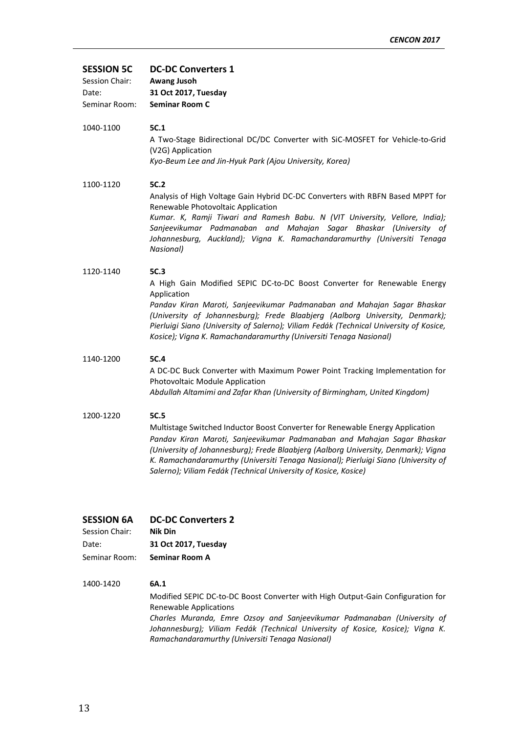## SESSION 5C DC-DC Converters 1

Session Chair: **Awang Jusoh**
Date: **31 Oct 2017, Tuesday**
Seminar Room: **Seminar Room C**

1040-1100 **5C.1**
A Two-Stage Bidirectional DC/DC Converter with SiC-MOSFET for Vehicle-to-Grid (V2G) Application
*Kyo-Beum Lee and Jin-Hyuk Park (Ajou University, Korea)*

1100-1120 **5C.2**
Analysis of High Voltage Gain Hybrid DC-DC Converters with RBFN Based MPPT for Renewable Photovoltaic Application
*Kumar. K, Ramji Tiwari and Ramesh Babu. N (VIT University, Vellore, India); Sanjeevikumar Padmanaban and Mahajan Sagar Bhaskar (University of Johannesburg, Auckland); Vigna K. Ramachandaramurthy (Universiti Tenaga Nasional)*

1120-1140 **5C.3**
A High Gain Modified SEPIC DC-to-DC Boost Converter for Renewable Energy Application
*Pandav Kiran Maroti, Sanjeevikumar Padmanaban and Mahajan Sagar Bhaskar (University of Johannesburg); Frede Blaabjerg (Aalborg University, Denmark); Pierluigi Siano (University of Salerno); Viliam Fedák (Technical University of Kosice, Kosice); Vigna K. Ramachandaramurthy (Universiti Tenaga Nasional)*

1140-1200 **5C.4**
A DC-DC Buck Converter with Maximum Power Point Tracking Implementation for Photovoltaic Module Application
*Abdullah Altamimi and Zafar Khan (University of Birmingham, United Kingdom)*

1200-1220 **5C.5**
Multistage Switched Inductor Boost Converter for Renewable Energy Application
*Pandav Kiran Maroti, Sanjeevikumar Padmanaban and Mahajan Sagar Bhaskar (University of Johannesburg); Frede Blaabjerg (Aalborg University, Denmark); Vigna K. Ramachandaramurthy (Universiti Tenaga Nasional); Pierluigi Siano (University of Salerno); Viliam Fedák (Technical University of Kosice, Kosice)*

## SESSION 6A DC-DC Converters 2

Session Chair: **Nik Din**
Date: **31 Oct 2017, Tuesday**
Seminar Room: **Seminar Room A**

1400-1420 **6A.1**
Modified SEPIC DC-to-DC Boost Converter with High Output-Gain Configuration for Renewable Applications
*Charles Muranda, Emre Ozsoy and Sanjeevikumar Padmanaban (University of Johannesburg); Viliam Fedák (Technical University of Kosice, Kosice); Vigna K. Ramachandaramurthy (Universiti Tenaga Nasional)*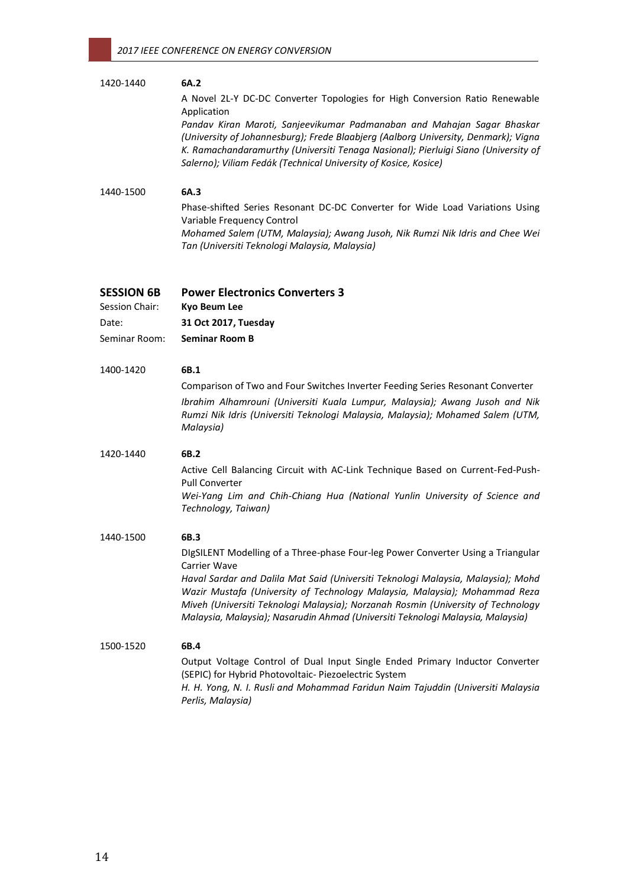1420-1440 **6A.2**

A Novel 2L-Y DC-DC Converter Topologies for High Conversion Ratio Renewable Application

*Pandav Kiran Maroti, Sanjeevikumar Padmanaban and Mahajan Sagar Bhaskar (University of Johannesburg); Frede Blaabjerg (Aalborg University, Denmark); Vigna K. Ramachandaramurthy (Universiti Tenaga Nasional); Pierluigi Siano (University of Salerno); Viliam Fedák (Technical University of Kosice, Kosice)*

1440-1500 **6A.3**

Phase-shifted Series Resonant DC-DC Converter for Wide Load Variations Using Variable Frequency Control

*Mohamed Salem (UTM, Malaysia); Awang Jusoh, Nik Rumzi Nik Idris and Chee Wei Tan (Universiti Teknologi Malaysia, Malaysia)*

## SESSION 6B Power Electronics Converters 3

Session Chair: **Kyo Beum Lee**

Date: **31 Oct 2017, Tuesday**

Seminar Room: **Seminar Room B**

1400-1420 **6B.1**

Comparison of Two and Four Switches Inverter Feeding Series Resonant Converter

*Ibrahim Alhamrouni (Universiti Kuala Lumpur, Malaysia); Awang Jusoh and Nik Rumzi Nik Idris (Universiti Teknologi Malaysia, Malaysia); Mohamed Salem (UTM, Malaysia)*

1420-1440 **6B.2**

Active Cell Balancing Circuit with AC-Link Technique Based on Current-Fed-Push-Pull Converter

*Wei-Yang Lim and Chih-Chiang Hua (National Yunlin University of Science and Technology, Taiwan)*

1440-1500 **6B.3**

DIgSILENT Modelling of a Three-phase Four-leg Power Converter Using a Triangular Carrier Wave

*Haval Sardar and Dalila Mat Said (Universiti Teknologi Malaysia, Malaysia); Mohd Wazir Mustafa (University of Technology Malaysia, Malaysia); Mohammad Reza Miveh (Universiti Teknologi Malaysia); Norzanah Rosmin (University of Technology Malaysia, Malaysia); Nasarudin Ahmad (Universiti Teknologi Malaysia, Malaysia)*

1500-1520 **6B.4**

Output Voltage Control of Dual Input Single Ended Primary Inductor Converter (SEPIC) for Hybrid Photovoltaic- Piezoelectric System

*H. H. Yong, N. I. Rusli and Mohammad Faridun Naim Tajuddin (Universiti Malaysia Perlis, Malaysia)*